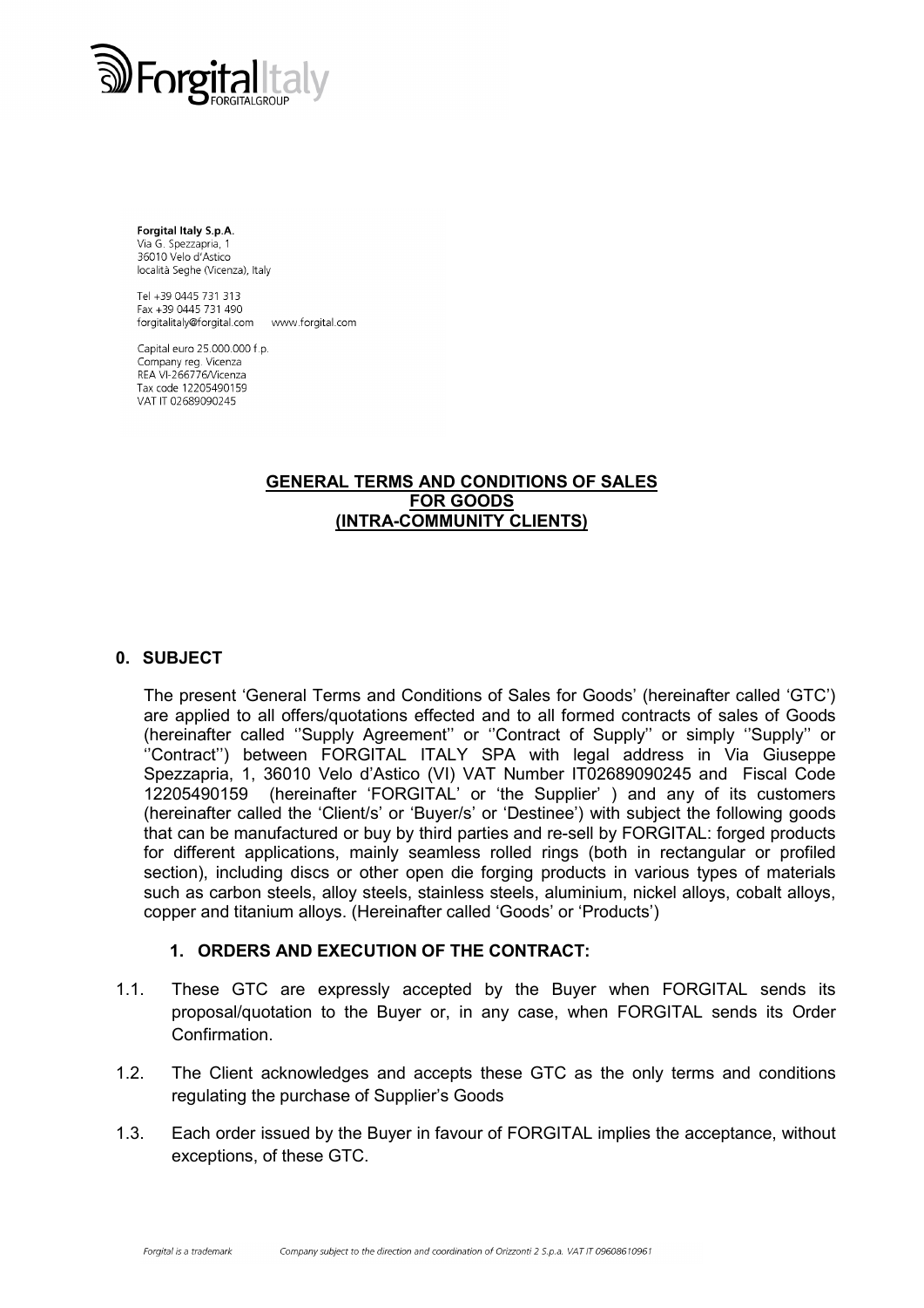Forgital Italy

**Forgital Italy S.p.A.**
Via G. Spezzapria, 1
36010 Velo d'Astico
località Seghe (Vicenza), Italy

Tel +39 0445 731 313
Fax +39 0445 731 490
forgitalitaly@forgital.com www.forgital.com

Capital euro 25.000.000 f.p.
Company reg. Vicenza
REA VI-266776/Vicenza
Tax code 12205490159
VAT IT 02689090245

# GENERAL TERMS AND CONDITIONS OF SALES FOR GOODS (INTRA-COMMUNITY CLIENTS)

## 0. SUBJECT

The present 'General Terms and Conditions of Sales for Goods' (hereinafter called 'GTC') are applied to all offers/quotations effected and to all formed contracts of sales of Goods (hereinafter called ''Supply Agreement'' or ''Contract of Supply'' or simply ''Supply'' or ''Contract'') between FORGITAL ITALY SPA with legal address in Via Giuseppe Spezzapria, 1, 36010 Velo d'Astico (VI) VAT Number IT02689090245 and Fiscal Code 12205490159 (hereinafter 'FORGITAL' or 'the Supplier' ) and any of its customers (hereinafter called the 'Client/s' or 'Buyer/s' or 'Destinee') with subject the following goods that can be manufactured or buy by third parties and re-sell by FORGITAL: forged products for different applications, mainly seamless rolled rings (both in rectangular or profiled section), including discs or other open die forging products in various types of materials such as carbon steels, alloy steels, stainless steels, aluminium, nickel alloys, cobalt alloys, copper and titanium alloys. (Hereinafter called 'Goods' or 'Products')

## 1. ORDERS AND EXECUTION OF THE CONTRACT:

1.1. These GTC are expressly accepted by the Buyer when FORGITAL sends its proposal/quotation to the Buyer or, in any case, when FORGITAL sends its Order Confirmation.

1.2. The Client acknowledges and accepts these GTC as the only terms and conditions regulating the purchase of Supplier's Goods

1.3. Each order issued by the Buyer in favour of FORGITAL implies the acceptance, without exceptions, of these GTC.

Forgital is a trademark Company subject to the direction and coordination of Orizzonti 2 S.p.a. VAT IT 09608610961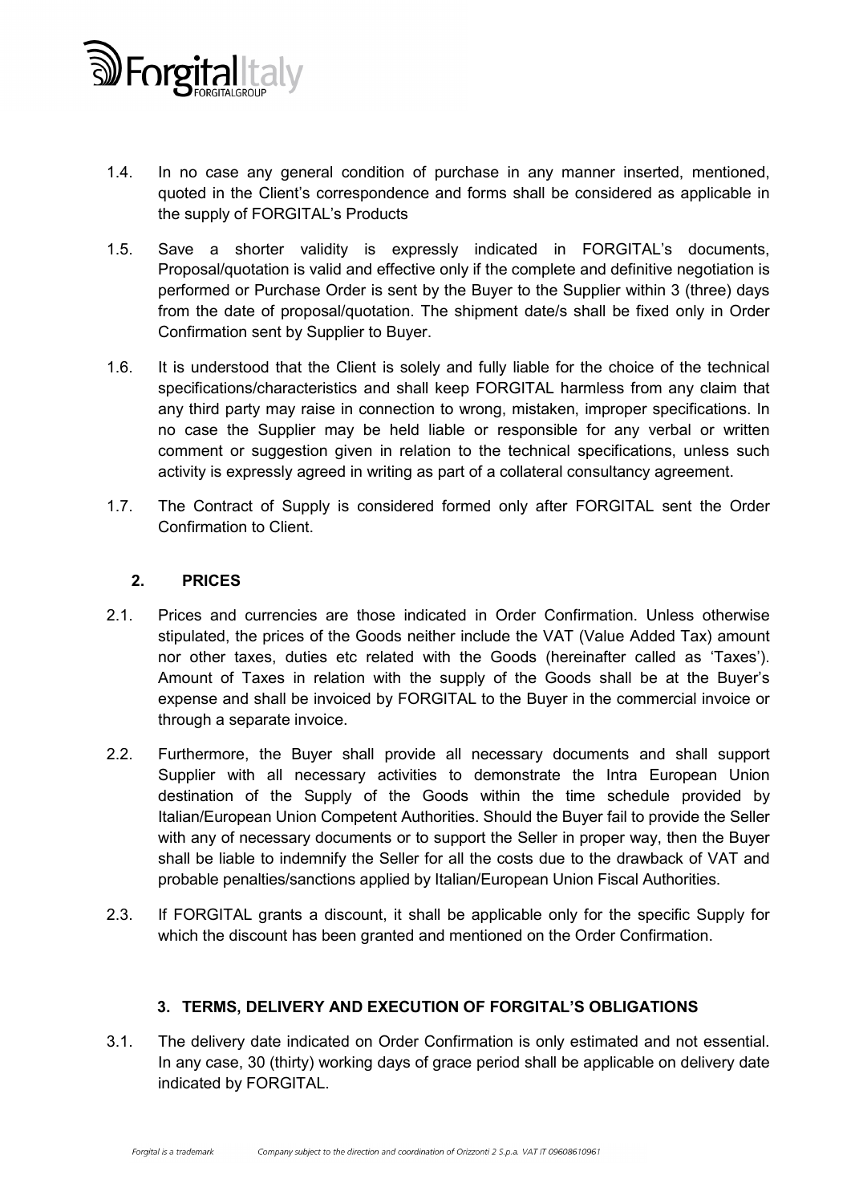1.4. In no case any general condition of purchase in any manner inserted, mentioned, quoted in the Client's correspondence and forms shall be considered as applicable in the supply of FORGITAL's Products

1.5. Save a shorter validity is expressly indicated in FORGITAL's documents, Proposal/quotation is valid and effective only if the complete and definitive negotiation is performed or Purchase Order is sent by the Buyer to the Supplier within 3 (three) days from the date of proposal/quotation. The shipment date/s shall be fixed only in Order Confirmation sent by Supplier to Buyer.

1.6. It is understood that the Client is solely and fully liable for the choice of the technical specifications/characteristics and shall keep FORGITAL harmless from any claim that any third party may raise in connection to wrong, mistaken, improper specifications. In no case the Supplier may be held liable or responsible for any verbal or written comment or suggestion given in relation to the technical specifications, unless such activity is expressly agreed in writing as part of a collateral consultancy agreement.

1.7. The Contract of Supply is considered formed only after FORGITAL sent the Order Confirmation to Client.

## 2. PRICES

2.1. Prices and currencies are those indicated in Order Confirmation. Unless otherwise stipulated, the prices of the Goods neither include the VAT (Value Added Tax) amount nor other taxes, duties etc related with the Goods (hereinafter called as 'Taxes'). Amount of Taxes in relation with the supply of the Goods shall be at the Buyer's expense and shall be invoiced by FORGITAL to the Buyer in the commercial invoice or through a separate invoice.

2.2. Furthermore, the Buyer shall provide all necessary documents and shall support Supplier with all necessary activities to demonstrate the Intra European Union destination of the Supply of the Goods within the time schedule provided by Italian/European Union Competent Authorities. Should the Buyer fail to provide the Seller with any of necessary documents or to support the Seller in proper way, then the Buyer shall be liable to indemnify the Seller for all the costs due to the drawback of VAT and probable penalties/sanctions applied by Italian/European Union Fiscal Authorities.

2.3. If FORGITAL grants a discount, it shall be applicable only for the specific Supply for which the discount has been granted and mentioned on the Order Confirmation.

## 3. TERMS, DELIVERY AND EXECUTION OF FORGITAL'S OBLIGATIONS

3.1. The delivery date indicated on Order Confirmation is only estimated and not essential. In any case, 30 (thirty) working days of grace period shall be applicable on delivery date indicated by FORGITAL.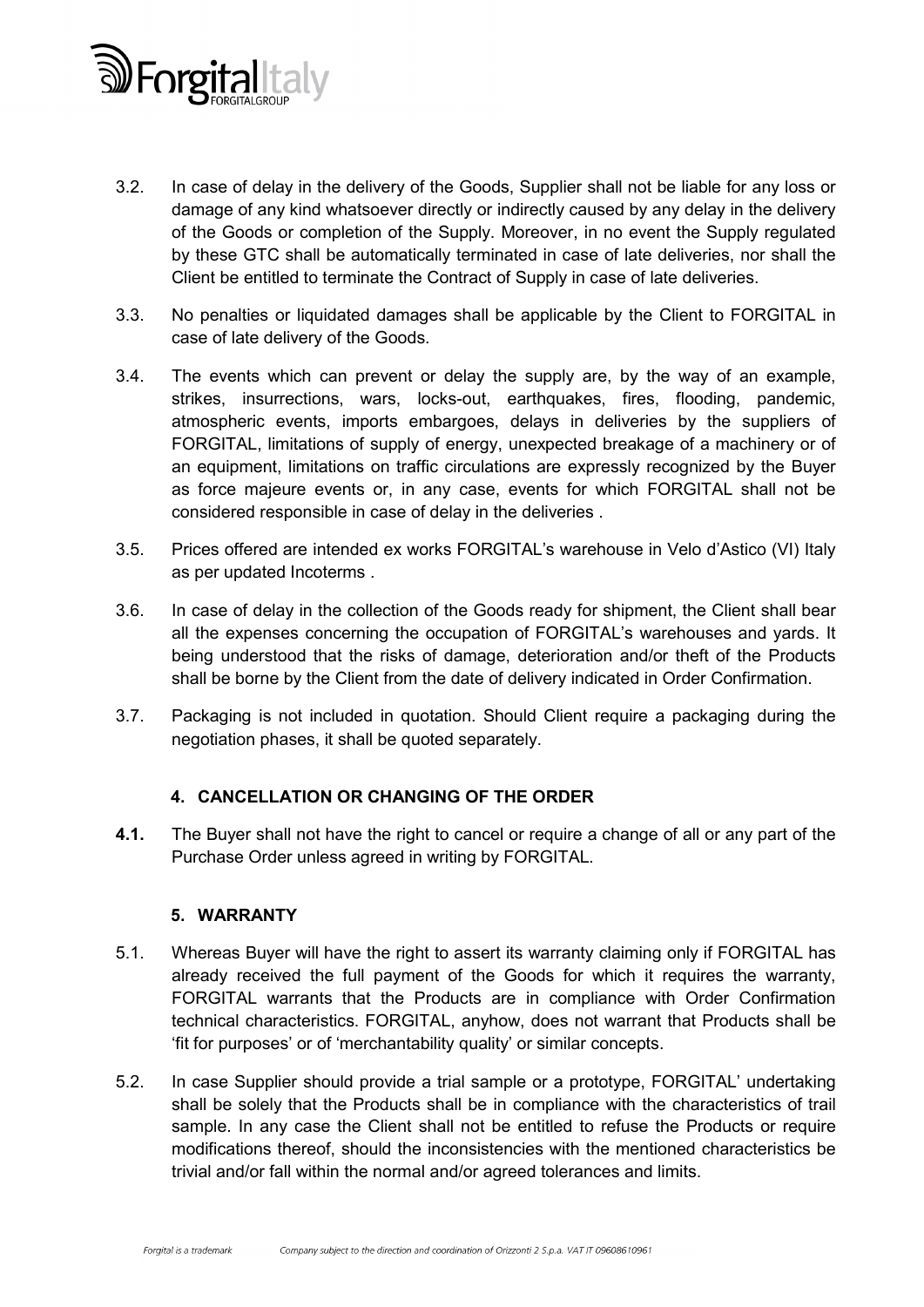3.2. In case of delay in the delivery of the Goods, Supplier shall not be liable for any loss or damage of any kind whatsoever directly or indirectly caused by any delay in the delivery of the Goods or completion of the Supply. Moreover, in no event the Supply regulated by these GTC shall be automatically terminated in case of late deliveries, nor shall the Client be entitled to terminate the Contract of Supply in case of late deliveries.

3.3. No penalties or liquidated damages shall be applicable by the Client to FORGITAL in case of late delivery of the Goods.

3.4. The events which can prevent or delay the supply are, by the way of an example, strikes, insurrections, wars, locks-out, earthquakes, fires, flooding, pandemic, atmospheric events, imports embargoes, delays in deliveries by the suppliers of FORGITAL, limitations of supply of energy, unexpected breakage of a machinery or of an equipment, limitations on traffic circulations are expressly recognized by the Buyer as force majeure events or, in any case, events for which FORGITAL shall not be considered responsible in case of delay in the deliveries .

3.5. Prices offered are intended ex works FORGITAL's warehouse in Velo d'Astico (VI) Italy as per updated Incoterms .

3.6. In case of delay in the collection of the Goods ready for shipment, the Client shall bear all the expenses concerning the occupation of FORGITAL's warehouses and yards. It being understood that the risks of damage, deterioration and/or theft of the Products shall be borne by the Client from the date of delivery indicated in Order Confirmation.

3.7. Packaging is not included in quotation. Should Client require a packaging during the negotiation phases, it shall be quoted separately.

## 4. CANCELLATION OR CHANGING OF THE ORDER

**4.1.** The Buyer shall not have the right to cancel or require a change of all or any part of the Purchase Order unless agreed in writing by FORGITAL.

## 5. WARRANTY

5.1. Whereas Buyer will have the right to assert its warranty claiming only if FORGITAL has already received the full payment of the Goods for which it requires the warranty, FORGITAL warrants that the Products are in compliance with Order Confirmation technical characteristics. FORGITAL, anyhow, does not warrant that Products shall be 'fit for purposes' or of 'merchantability quality' or similar concepts.

5.2. In case Supplier should provide a trial sample or a prototype, FORGITAL' undertaking shall be solely that the Products shall be in compliance with the characteristics of trail sample. In any case the Client shall not be entitled to refuse the Products or require modifications thereof, should the inconsistencies with the mentioned characteristics be trivial and/or fall within the normal and/or agreed tolerances and limits.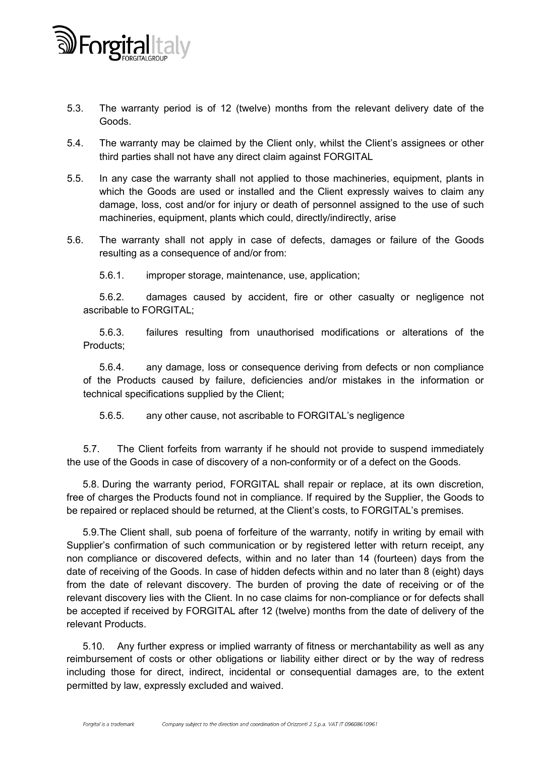5.3. The warranty period is of 12 (twelve) months from the relevant delivery date of the Goods.

5.4. The warranty may be claimed by the Client only, whilst the Client's assignees or other third parties shall not have any direct claim against FORGITAL

5.5. In any case the warranty shall not applied to those machineries, equipment, plants in which the Goods are used or installed and the Client expressly waives to claim any damage, loss, cost and/or for injury or death of personnel assigned to the use of such machineries, equipment, plants which could, directly/indirectly, arise

5.6. The warranty shall not apply in case of defects, damages or failure of the Goods resulting as a consequence of and/or from:

5.6.1. improper storage, maintenance, use, application;

5.6.2. damages caused by accident, fire or other casualty or negligence not ascribable to FORGITAL;

5.6.3. failures resulting from unauthorised modifications or alterations of the Products;

5.6.4. any damage, loss or consequence deriving from defects or non compliance of the Products caused by failure, deficiencies and/or mistakes in the information or technical specifications supplied by the Client;

5.6.5. any other cause, not ascribable to FORGITAL's negligence

5.7. The Client forfeits from warranty if he should not provide to suspend immediately the use of the Goods in case of discovery of a non-conformity or of a defect on the Goods.

5.8. During the warranty period, FORGITAL shall repair or replace, at its own discretion, free of charges the Products found not in compliance. If required by the Supplier, the Goods to be repaired or replaced should be returned, at the Client's costs, to FORGITAL's premises.

5.9. The Client shall, sub poena of forfeiture of the warranty, notify in writing by email with Supplier's confirmation of such communication or by registered letter with return receipt, any non compliance or discovered defects, within and no later than 14 (fourteen) days from the date of receiving of the Goods. In case of hidden defects within and no later than 8 (eight) days from the date of relevant discovery. The burden of proving the date of receiving or of the relevant discovery lies with the Client. In no case claims for non-compliance or for defects shall be accepted if received by FORGITAL after 12 (twelve) months from the date of delivery of the relevant Products.

5.10. Any further express or implied warranty of fitness or merchantability as well as any reimbursement of costs or other obligations or liability either direct or by the way of redress including those for direct, indirect, incidental or consequential damages are, to the extent permitted by law, expressly excluded and waived.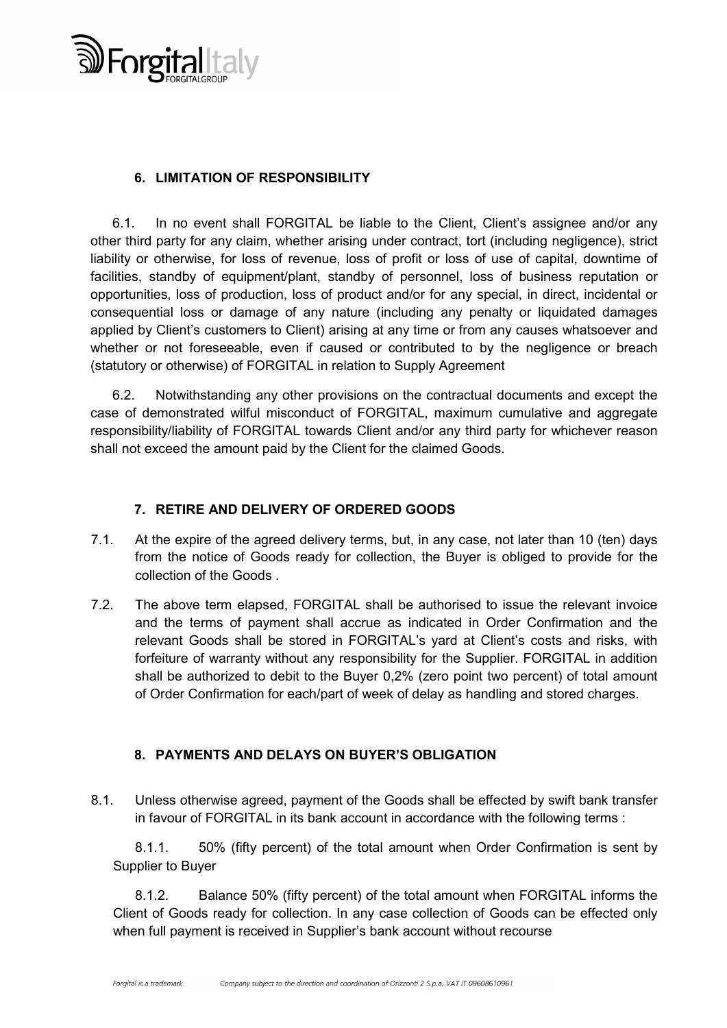## 6. LIMITATION OF RESPONSIBILITY

6.1. In no event shall FORGITAL be liable to the Client, Client's assignee and/or any other third party for any claim, whether arising under contract, tort (including negligence), strict liability or otherwise, for loss of revenue, loss of profit or loss of use of capital, downtime of facilities, standby of equipment/plant, standby of personnel, loss of business reputation or opportunities, loss of production, loss of product and/or for any special, in direct, incidental or consequential loss or damage of any nature (including any penalty or liquidated damages applied by Client's customers to Client) arising at any time or from any causes whatsoever and whether or not foreseeable, even if caused or contributed to by the negligence or breach (statutory or otherwise) of FORGITAL in relation to Supply Agreement

6.2. Notwithstanding any other provisions on the contractual documents and except the case of demonstrated wilful misconduct of FORGITAL, maximum cumulative and aggregate responsibility/liability of FORGITAL towards Client and/or any third party for whichever reason shall not exceed the amount paid by the Client for the claimed Goods.

## 7. RETIRE AND DELIVERY OF ORDERED GOODS

7.1. At the expire of the agreed delivery terms, but, in any case, not later than 10 (ten) days from the notice of Goods ready for collection, the Buyer is obliged to provide for the collection of the Goods .

7.2. The above term elapsed, FORGITAL shall be authorised to issue the relevant invoice and the terms of payment shall accrue as indicated in Order Confirmation and the relevant Goods shall be stored in FORGITAL's yard at Client's costs and risks, with forfeiture of warranty without any responsibility for the Supplier. FORGITAL in addition shall be authorized to debit to the Buyer 0,2% (zero point two percent) of total amount of Order Confirmation for each/part of week of delay as handling and stored charges.

## 8. PAYMENTS AND DELAYS ON BUYER'S OBLIGATION

8.1. Unless otherwise agreed, payment of the Goods shall be effected by swift bank transfer in favour of FORGITAL in its bank account in accordance with the following terms :

8.1.1. 50% (fifty percent) of the total amount when Order Confirmation is sent by Supplier to Buyer

8.1.2. Balance 50% (fifty percent) of the total amount when FORGITAL informs the Client of Goods ready for collection. In any case collection of Goods can be effected only when full payment is received in Supplier's bank account without recourse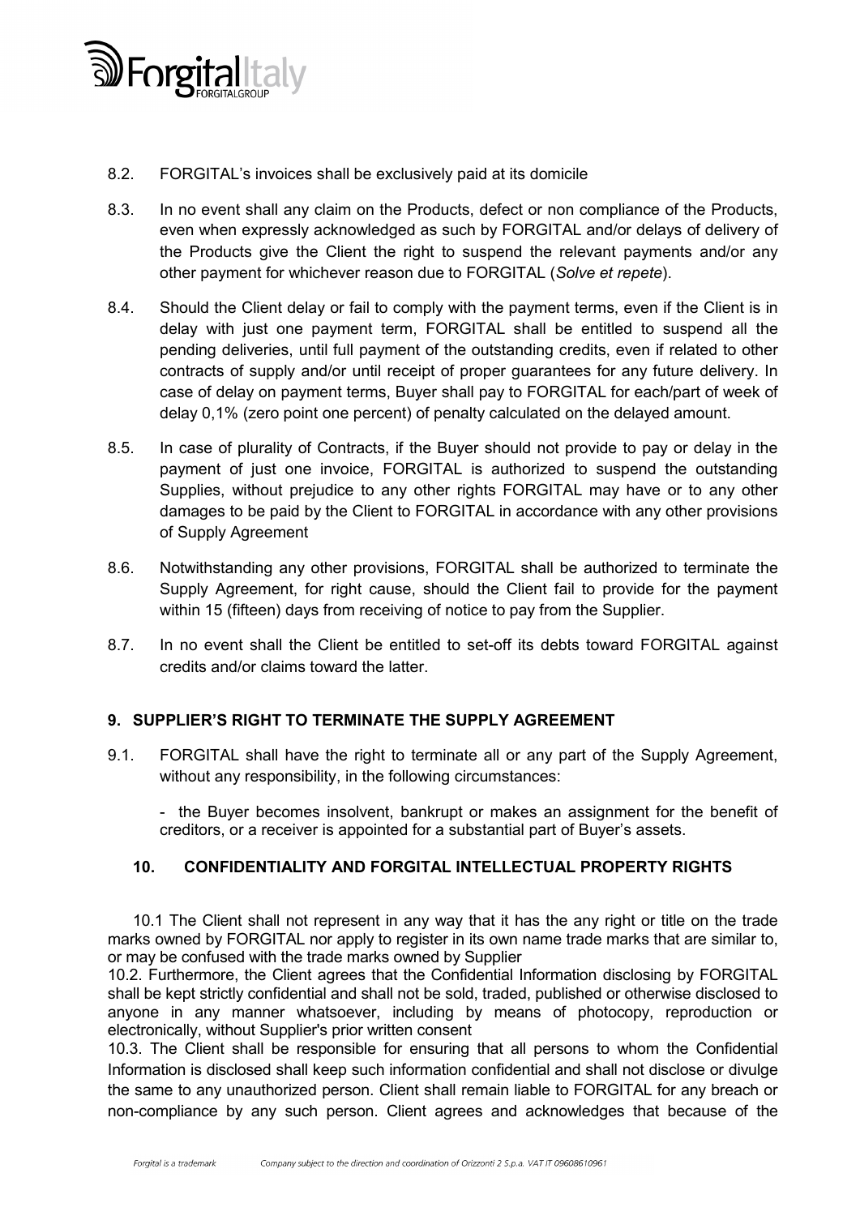8.2. FORGITAL's invoices shall be exclusively paid at its domicile

8.3. In no event shall any claim on the Products, defect or non compliance of the Products, even when expressly acknowledged as such by FORGITAL and/or delays of delivery of the Products give the Client the right to suspend the relevant payments and/or any other payment for whichever reason due to FORGITAL (*Solve et repete*).

8.4. Should the Client delay or fail to comply with the payment terms, even if the Client is in delay with just one payment term, FORGITAL shall be entitled to suspend all the pending deliveries, until full payment of the outstanding credits, even if related to other contracts of supply and/or until receipt of proper guarantees for any future delivery. In case of delay on payment terms, Buyer shall pay to FORGITAL for each/part of week of delay 0,1% (zero point one percent) of penalty calculated on the delayed amount.

8.5. In case of plurality of Contracts, if the Buyer should not provide to pay or delay in the payment of just one invoice, FORGITAL is authorized to suspend the outstanding Supplies, without prejudice to any other rights FORGITAL may have or to any other damages to be paid by the Client to FORGITAL in accordance with any other provisions of Supply Agreement

8.6. Notwithstanding any other provisions, FORGITAL shall be authorized to terminate the Supply Agreement, for right cause, should the Client fail to provide for the payment within 15 (fifteen) days from receiving of notice to pay from the Supplier.

8.7. In no event shall the Client be entitled to set-off its debts toward FORGITAL against credits and/or claims toward the latter.

## 9. SUPPLIER'S RIGHT TO TERMINATE THE SUPPLY AGREEMENT

9.1. FORGITAL shall have the right to terminate all or any part of the Supply Agreement, without any responsibility, in the following circumstances:

- the Buyer becomes insolvent, bankrupt or makes an assignment for the benefit of creditors, or a receiver is appointed for a substantial part of Buyer's assets.

## 10. CONFIDENTIALITY AND FORGITAL INTELLECTUAL PROPERTY RIGHTS

10.1 The Client shall not represent in any way that it has the any right or title on the trade marks owned by FORGITAL nor apply to register in its own name trade marks that are similar to, or may be confused with the trade marks owned by Supplier

10.2. Furthermore, the Client agrees that the Confidential Information disclosing by FORGITAL shall be kept strictly confidential and shall not be sold, traded, published or otherwise disclosed to anyone in any manner whatsoever, including by means of photocopy, reproduction or electronically, without Supplier's prior written consent

10.3. The Client shall be responsible for ensuring that all persons to whom the Confidential Information is disclosed shall keep such information confidential and shall not disclose or divulge the same to any unauthorized person. Client shall remain liable to FORGITAL for any breach or non-compliance by any such person. Client agrees and acknowledges that because of the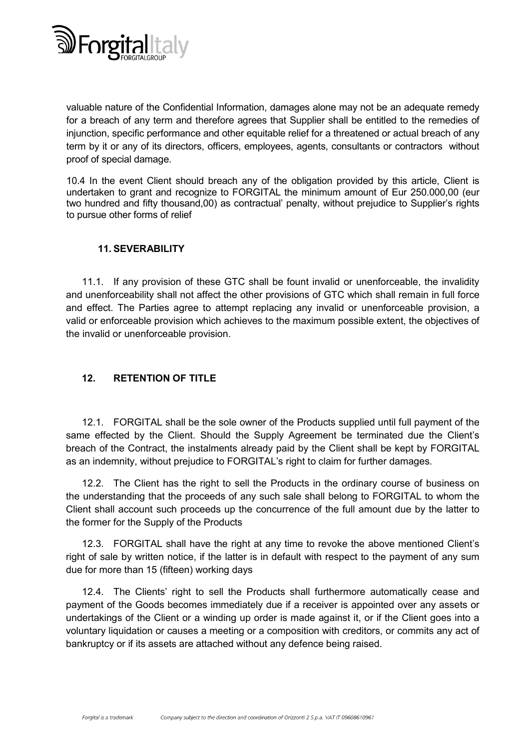valuable nature of the Confidential Information, damages alone may not be an adequate remedy for a breach of any term and therefore agrees that Supplier shall be entitled to the remedies of injunction, specific performance and other equitable relief for a threatened or actual breach of any term by it or any of its directors, officers, employees, agents, consultants or contractors without proof of special damage.

10.4 In the event Client should breach any of the obligation provided by this article, Client is undertaken to grant and recognize to FORGITAL the minimum amount of Eur 250.000,00 (eur two hundred and fifty thousand,00) as contractual' penalty, without prejudice to Supplier's rights to pursue other forms of relief

## 11. SEVERABILITY

11.1. If any provision of these GTC shall be fount invalid or unenforceable, the invalidity and unenforceability shall not affect the other provisions of GTC which shall remain in full force and effect. The Parties agree to attempt replacing any invalid or unenforceable provision, a valid or enforceable provision which achieves to the maximum possible extent, the objectives of the invalid or unenforceable provision.

## 12. RETENTION OF TITLE

12.1. FORGITAL shall be the sole owner of the Products supplied until full payment of the same effected by the Client. Should the Supply Agreement be terminated due the Client's breach of the Contract, the instalments already paid by the Client shall be kept by FORGITAL as an indemnity, without prejudice to FORGITAL's right to claim for further damages.

12.2. The Client has the right to sell the Products in the ordinary course of business on the understanding that the proceeds of any such sale shall belong to FORGITAL to whom the Client shall account such proceeds up the concurrence of the full amount due by the latter to the former for the Supply of the Products

12.3. FORGITAL shall have the right at any time to revoke the above mentioned Client's right of sale by written notice, if the latter is in default with respect to the payment of any sum due for more than 15 (fifteen) working days

12.4. The Clients' right to sell the Products shall furthermore automatically cease and payment of the Goods becomes immediately due if a receiver is appointed over any assets or undertakings of the Client or a winding up order is made against it, or if the Client goes into a voluntary liquidation or causes a meeting or a composition with creditors, or commits any act of bankruptcy or if its assets are attached without any defence being raised.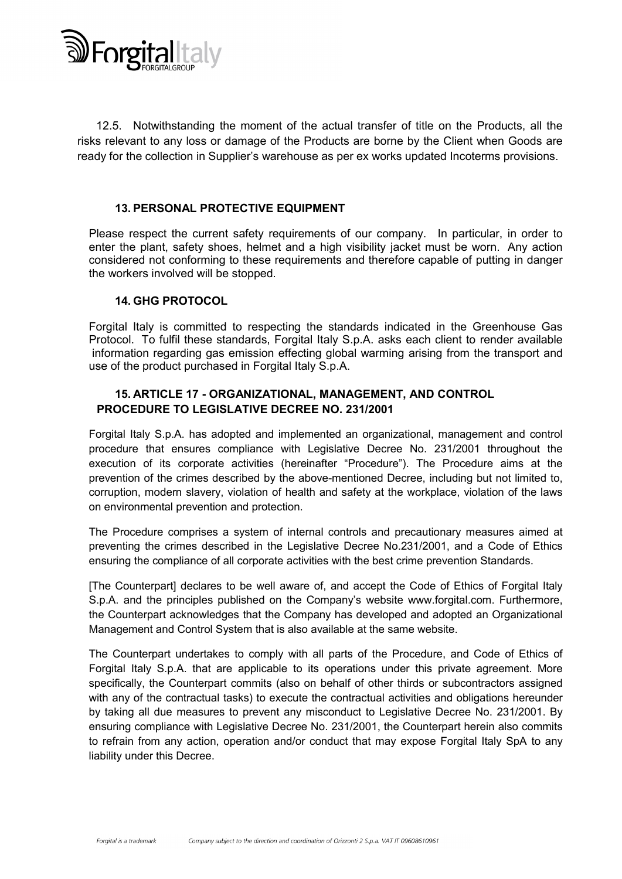12.5. Notwithstanding the moment of the actual transfer of title on the Products, all the risks relevant to any loss or damage of the Products are borne by the Client when Goods are ready for the collection in Supplier's warehouse as per ex works updated Incoterms provisions.

## 13. PERSONAL PROTECTIVE EQUIPMENT

Please respect the current safety requirements of our company. In particular, in order to enter the plant, safety shoes, helmet and a high visibility jacket must be worn. Any action considered not conforming to these requirements and therefore capable of putting in danger the workers involved will be stopped.

## 14. GHG PROTOCOL

Forgital Italy is committed to respecting the standards indicated in the Greenhouse Gas Protocol. To fulfil these standards, Forgital Italy S.p.A. asks each client to render available information regarding gas emission effecting global warming arising from the transport and use of the product purchased in Forgital Italy S.p.A.

## 15. ARTICLE 17 - ORGANIZATIONAL, MANAGEMENT, AND CONTROL PROCEDURE TO LEGISLATIVE DECREE NO. 231/2001

Forgital Italy S.p.A. has adopted and implemented an organizational, management and control procedure that ensures compliance with Legislative Decree No. 231/2001 throughout the execution of its corporate activities (hereinafter "Procedure"). The Procedure aims at the prevention of the crimes described by the above-mentioned Decree, including but not limited to, corruption, modern slavery, violation of health and safety at the workplace, violation of the laws on environmental prevention and protection.

The Procedure comprises a system of internal controls and precautionary measures aimed at preventing the crimes described in the Legislative Decree No.231/2001, and a Code of Ethics ensuring the compliance of all corporate activities with the best crime prevention Standards.

[The Counterpart] declares to be well aware of, and accept the Code of Ethics of Forgital Italy S.p.A. and the principles published on the Company's website www.forgital.com. Furthermore, the Counterpart acknowledges that the Company has developed and adopted an Organizational Management and Control System that is also available at the same website.

The Counterpart undertakes to comply with all parts of the Procedure, and Code of Ethics of Forgital Italy S.p.A. that are applicable to its operations under this private agreement. More specifically, the Counterpart commits (also on behalf of other thirds or subcontractors assigned with any of the contractual tasks) to execute the contractual activities and obligations hereunder by taking all due measures to prevent any misconduct to Legislative Decree No. 231/2001. By ensuring compliance with Legislative Decree No. 231/2001, the Counterpart herein also commits to refrain from any action, operation and/or conduct that may expose Forgital Italy SpA to any liability under this Decree.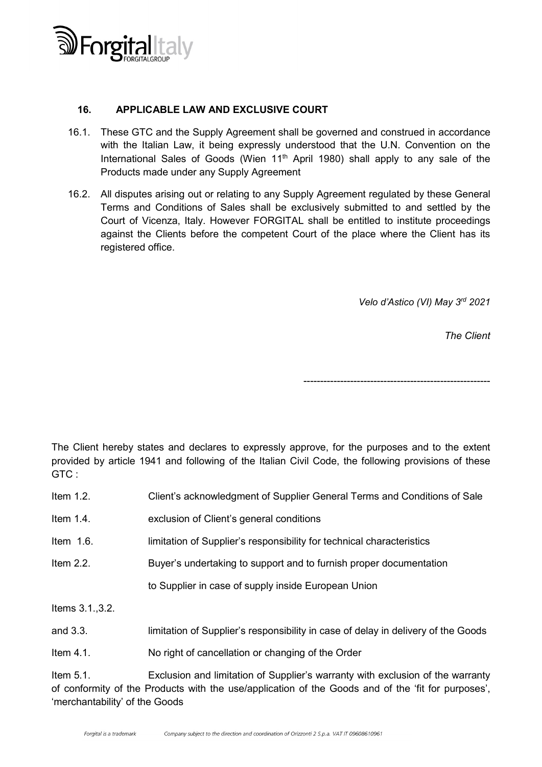## 16. APPLICABLE LAW AND EXCLUSIVE COURT

16.1. These GTC and the Supply Agreement shall be governed and construed in accordance with the Italian Law, it being expressly understood that the U.N. Convention on the International Sales of Goods (Wien 11th April 1980) shall apply to any sale of the Products made under any Supply Agreement

16.2. All disputes arising out or relating to any Supply Agreement regulated by these General Terms and Conditions of Sales shall be exclusively submitted to and settled by the Court of Vicenza, Italy. However FORGITAL shall be entitled to institute proceedings against the Clients before the competent Court of the place where the Client has its registered office.

*Velo d'Astico (VI) May 3rd 2021*

*The Client*

-------------------------------------------------------

The Client hereby states and declares to expressly approve, for the purposes and to the extent provided by article 1941 and following of the Italian Civil Code, the following provisions of these GTC :

Item 1.2. Client's acknowledgment of Supplier General Terms and Conditions of Sale

Item 1.4. exclusion of Client's general conditions

Item 1.6. limitation of Supplier's responsibility for technical characteristics

Item 2.2. Buyer's undertaking to support and to furnish proper documentation to Supplier in case of supply inside European Union

Items 3.1.,3.2. and 3.3. limitation of Supplier's responsibility in case of delay in delivery of the Goods

Item 4.1. No right of cancellation or changing of the Order

Item 5.1. Exclusion and limitation of Supplier's warranty with exclusion of the warranty of conformity of the Products with the use/application of the Goods and of the 'fit for purposes', 'merchantability' of the Goods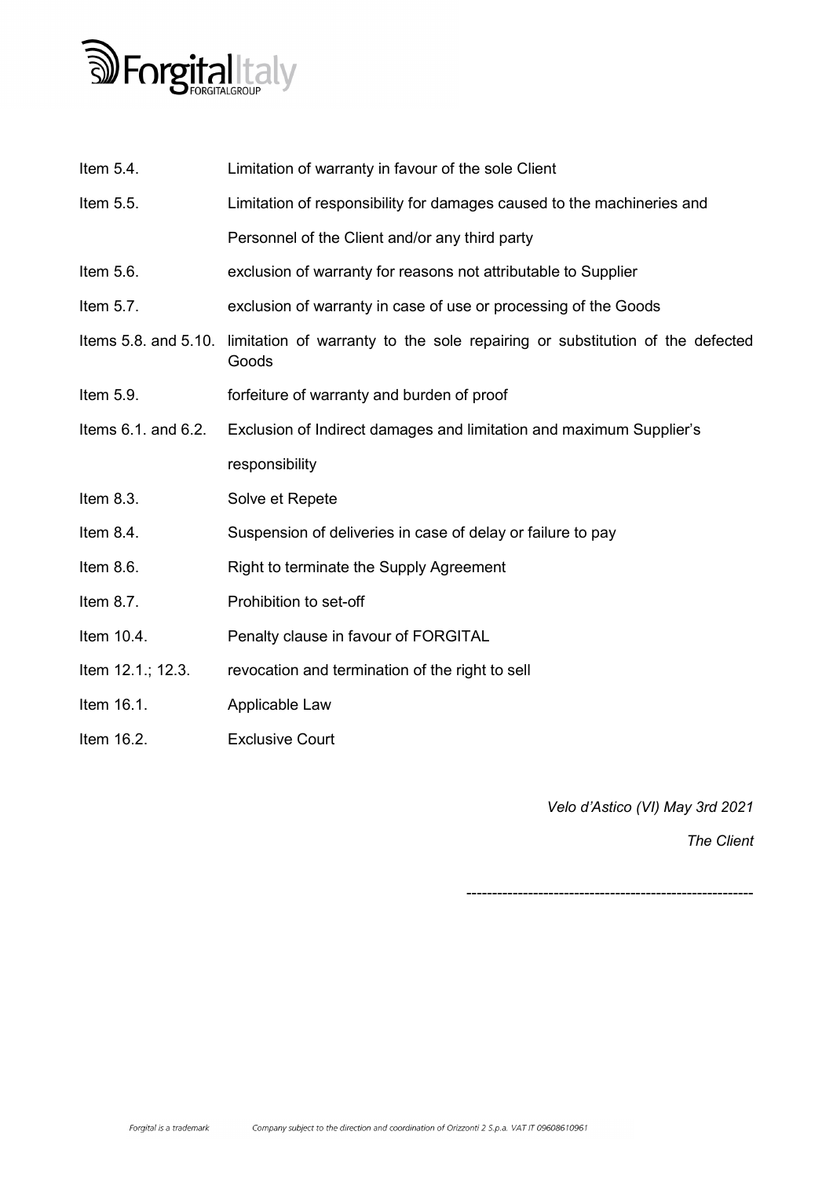| | |
|---|---|
| Item 5.4. | Limitation of warranty in favour of the sole Client |
| Item 5.5. | Limitation of responsibility for damages caused to the machineries and Personnel of the Client and/or any third party |
| Item 5.6. | exclusion of warranty for reasons not attributable to Supplier |
| Item 5.7. | exclusion of warranty in case of use or processing of the Goods |
| Items 5.8. and 5.10. | limitation of warranty to the sole repairing or substitution of the defected Goods |
| Item 5.9. | forfeiture of warranty and burden of proof |
| Items 6.1. and 6.2. | Exclusion of Indirect damages and limitation and maximum Supplier's responsibility |
| Item 8.3. | Solve et Repete |
| Item 8.4. | Suspension of deliveries in case of delay or failure to pay |
| Item 8.6. | Right to terminate the Supply Agreement |
| Item 8.7. | Prohibition to set-off |
| Item 10.4. | Penalty clause in favour of FORGITAL |
| Item 12.1.; 12.3. | revocation and termination of the right to sell |
| Item 16.1. | Applicable Law |
| Item 16.2. | Exclusive Court |

*Velo d'Astico (VI) May 3rd 2021*

*The Client*

-------------------------------------------------------